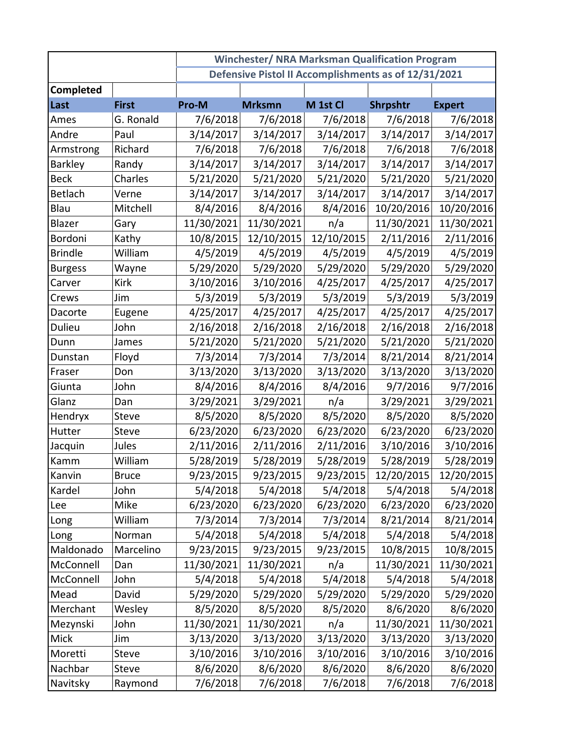| | | Winchester/ NRA Marksman Qualification Program | | | | |
|---|---|---|---|---|---|---|
| | | Defensive Pistol II Accomplishments as of 12/31/2021 | | | | |
| **Completed** | | | | | | |
| **Last** | **First** | **Pro-M** | **Mrksmn** | **M 1st Cl** | **Shrpshtr** | **Expert** |
| Ames | G. Ronald | 7/6/2018 | 7/6/2018 | 7/6/2018 | 7/6/2018 | 7/6/2018 |
| Andre | Paul | 3/14/2017 | 3/14/2017 | 3/14/2017 | 3/14/2017 | 3/14/2017 |
| Armstrong | Richard | 7/6/2018 | 7/6/2018 | 7/6/2018 | 7/6/2018 | 7/6/2018 |
| Barkley | Randy | 3/14/2017 | 3/14/2017 | 3/14/2017 | 3/14/2017 | 3/14/2017 |
| Beck | Charles | 5/21/2020 | 5/21/2020 | 5/21/2020 | 5/21/2020 | 5/21/2020 |
| Betlach | Verne | 3/14/2017 | 3/14/2017 | 3/14/2017 | 3/14/2017 | 3/14/2017 |
| Blau | Mitchell | 8/4/2016 | 8/4/2016 | 8/4/2016 | 10/20/2016 | 10/20/2016 |
| Blazer | Gary | 11/30/2021 | 11/30/2021 | n/a | 11/30/2021 | 11/30/2021 |
| Bordoni | Kathy | 10/8/2015 | 12/10/2015 | 12/10/2015 | 2/11/2016 | 2/11/2016 |
| Brindle | William | 4/5/2019 | 4/5/2019 | 4/5/2019 | 4/5/2019 | 4/5/2019 |
| Burgess | Wayne | 5/29/2020 | 5/29/2020 | 5/29/2020 | 5/29/2020 | 5/29/2020 |
| Carver | Kirk | 3/10/2016 | 3/10/2016 | 4/25/2017 | 4/25/2017 | 4/25/2017 |
| Crews | Jim | 5/3/2019 | 5/3/2019 | 5/3/2019 | 5/3/2019 | 5/3/2019 |
| Dacorte | Eugene | 4/25/2017 | 4/25/2017 | 4/25/2017 | 4/25/2017 | 4/25/2017 |
| Dulieu | John | 2/16/2018 | 2/16/2018 | 2/16/2018 | 2/16/2018 | 2/16/2018 |
| Dunn | James | 5/21/2020 | 5/21/2020 | 5/21/2020 | 5/21/2020 | 5/21/2020 |
| Dunstan | Floyd | 7/3/2014 | 7/3/2014 | 7/3/2014 | 8/21/2014 | 8/21/2014 |
| Fraser | Don | 3/13/2020 | 3/13/2020 | 3/13/2020 | 3/13/2020 | 3/13/2020 |
| Giunta | John | 8/4/2016 | 8/4/2016 | 8/4/2016 | 9/7/2016 | 9/7/2016 |
| Glanz | Dan | 3/29/2021 | 3/29/2021 | n/a | 3/29/2021 | 3/29/2021 |
| Hendryx | Steve | 8/5/2020 | 8/5/2020 | 8/5/2020 | 8/5/2020 | 8/5/2020 |
| Hutter | Steve | 6/23/2020 | 6/23/2020 | 6/23/2020 | 6/23/2020 | 6/23/2020 |
| Jacquin | Jules | 2/11/2016 | 2/11/2016 | 2/11/2016 | 3/10/2016 | 3/10/2016 |
| Kamm | William | 5/28/2019 | 5/28/2019 | 5/28/2019 | 5/28/2019 | 5/28/2019 |
| Kanvin | Bruce | 9/23/2015 | 9/23/2015 | 9/23/2015 | 12/20/2015 | 12/20/2015 |
| Kardel | John | 5/4/2018 | 5/4/2018 | 5/4/2018 | 5/4/2018 | 5/4/2018 |
| Lee | Mike | 6/23/2020 | 6/23/2020 | 6/23/2020 | 6/23/2020 | 6/23/2020 |
| Long | William | 7/3/2014 | 7/3/2014 | 7/3/2014 | 8/21/2014 | 8/21/2014 |
| Long | Norman | 5/4/2018 | 5/4/2018 | 5/4/2018 | 5/4/2018 | 5/4/2018 |
| Maldonado | Marcelino | 9/23/2015 | 9/23/2015 | 9/23/2015 | 10/8/2015 | 10/8/2015 |
| McConnell | Dan | 11/30/2021 | 11/30/2021 | n/a | 11/30/2021 | 11/30/2021 |
| McConnell | John | 5/4/2018 | 5/4/2018 | 5/4/2018 | 5/4/2018 | 5/4/2018 |
| Mead | David | 5/29/2020 | 5/29/2020 | 5/29/2020 | 5/29/2020 | 5/29/2020 |
| Merchant | Wesley | 8/5/2020 | 8/5/2020 | 8/5/2020 | 8/6/2020 | 8/6/2020 |
| Mezynski | John | 11/30/2021 | 11/30/2021 | n/a | 11/30/2021 | 11/30/2021 |
| Mick | Jim | 3/13/2020 | 3/13/2020 | 3/13/2020 | 3/13/2020 | 3/13/2020 |
| Moretti | Steve | 3/10/2016 | 3/10/2016 | 3/10/2016 | 3/10/2016 | 3/10/2016 |
| Nachbar | Steve | 8/6/2020 | 8/6/2020 | 8/6/2020 | 8/6/2020 | 8/6/2020 |
| Navitsky | Raymond | 7/6/2018 | 7/6/2018 | 7/6/2018 | 7/6/2018 | 7/6/2018 |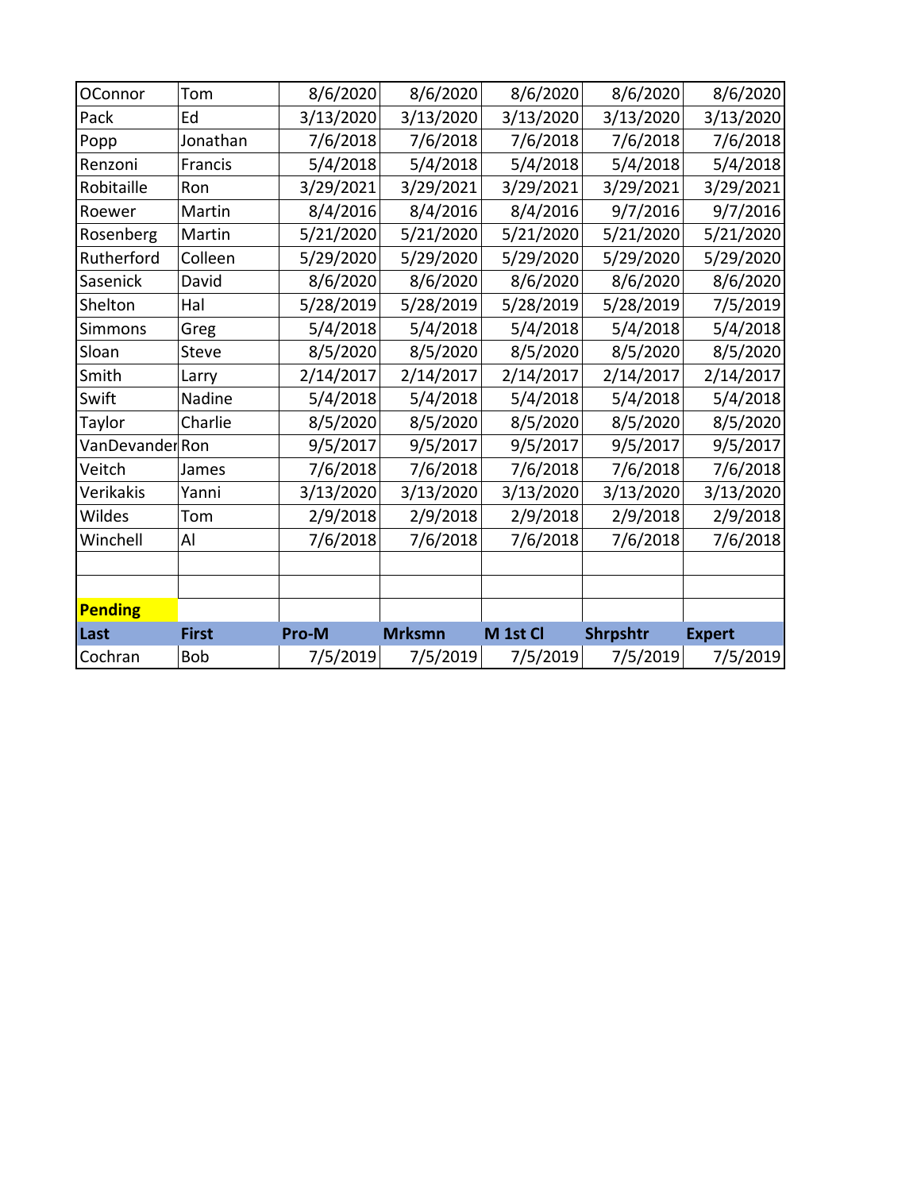| | | | | | | |
|---|---|---|---|---|---|---|
| OConnor | Tom | 8/6/2020 | 8/6/2020 | 8/6/2020 | 8/6/2020 | 8/6/2020 |
| Pack | Ed | 3/13/2020 | 3/13/2020 | 3/13/2020 | 3/13/2020 | 3/13/2020 |
| Popp | Jonathan | 7/6/2018 | 7/6/2018 | 7/6/2018 | 7/6/2018 | 7/6/2018 |
| Renzoni | Francis | 5/4/2018 | 5/4/2018 | 5/4/2018 | 5/4/2018 | 5/4/2018 |
| Robitaille | Ron | 3/29/2021 | 3/29/2021 | 3/29/2021 | 3/29/2021 | 3/29/2021 |
| Roewer | Martin | 8/4/2016 | 8/4/2016 | 8/4/2016 | 9/7/2016 | 9/7/2016 |
| Rosenberg | Martin | 5/21/2020 | 5/21/2020 | 5/21/2020 | 5/21/2020 | 5/21/2020 |
| Rutherford | Colleen | 5/29/2020 | 5/29/2020 | 5/29/2020 | 5/29/2020 | 5/29/2020 |
| Sasenick | David | 8/6/2020 | 8/6/2020 | 8/6/2020 | 8/6/2020 | 8/6/2020 |
| Shelton | Hal | 5/28/2019 | 5/28/2019 | 5/28/2019 | 5/28/2019 | 7/5/2019 |
| Simmons | Greg | 5/4/2018 | 5/4/2018 | 5/4/2018 | 5/4/2018 | 5/4/2018 |
| Sloan | Steve | 8/5/2020 | 8/5/2020 | 8/5/2020 | 8/5/2020 | 8/5/2020 |
| Smith | Larry | 2/14/2017 | 2/14/2017 | 2/14/2017 | 2/14/2017 | 2/14/2017 |
| Swift | Nadine | 5/4/2018 | 5/4/2018 | 5/4/2018 | 5/4/2018 | 5/4/2018 |
| Taylor | Charlie | 8/5/2020 | 8/5/2020 | 8/5/2020 | 8/5/2020 | 8/5/2020 |
| VanDevander | Ron | 9/5/2017 | 9/5/2017 | 9/5/2017 | 9/5/2017 | 9/5/2017 |
| Veitch | James | 7/6/2018 | 7/6/2018 | 7/6/2018 | 7/6/2018 | 7/6/2018 |
| Verikakis | Yanni | 3/13/2020 | 3/13/2020 | 3/13/2020 | 3/13/2020 | 3/13/2020 |
| Wildes | Tom | 2/9/2018 | 2/9/2018 | 2/9/2018 | 2/9/2018 | 2/9/2018 |
| Winchell | Al | 7/6/2018 | 7/6/2018 | 7/6/2018 | 7/6/2018 | 7/6/2018 |
| | | | | | | |
| | | | | | | |
| **Pending** | | | | | | |
| **Last** | **First** | **Pro-M** | **Mrksmn** | **M 1st Cl** | **Shrpshtr** | **Expert** |
| Cochran | Bob | 7/5/2019 | 7/5/2019 | 7/5/2019 | 7/5/2019 | 7/5/2019 |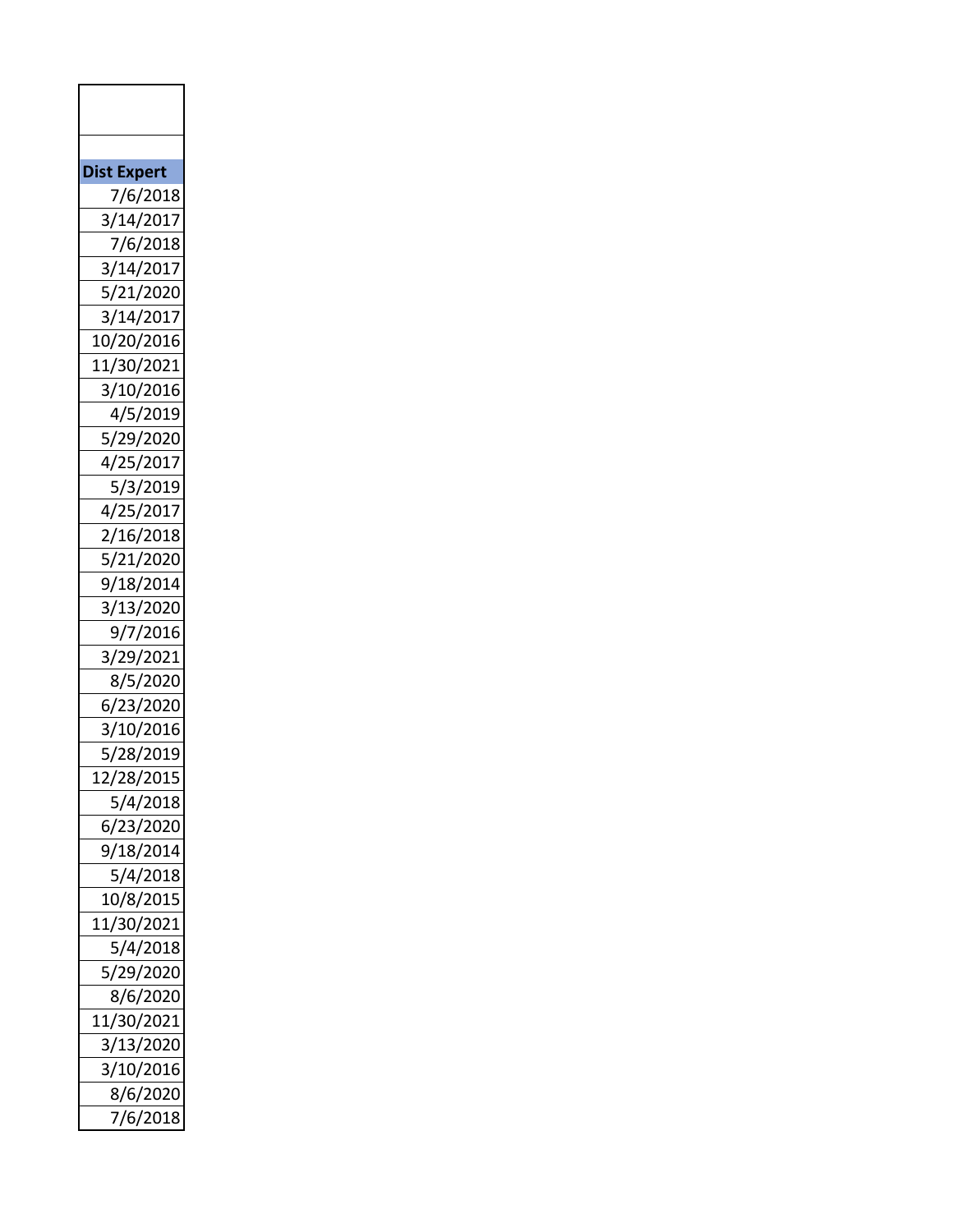| Dist Expert |
| --- |
| 7/6/2018 |
| 3/14/2017 |
| 7/6/2018 |
| 3/14/2017 |
| 5/21/2020 |
| 3/14/2017 |
| 10/20/2016 |
| 11/30/2021 |
| 3/10/2016 |
| 4/5/2019 |
| 5/29/2020 |
| 4/25/2017 |
| 5/3/2019 |
| 4/25/2017 |
| 2/16/2018 |
| 5/21/2020 |
| 9/18/2014 |
| 3/13/2020 |
| 9/7/2016 |
| 3/29/2021 |
| 8/5/2020 |
| 6/23/2020 |
| 3/10/2016 |
| 5/28/2019 |
| 12/28/2015 |
| 5/4/2018 |
| 6/23/2020 |
| 9/18/2014 |
| 5/4/2018 |
| 10/8/2015 |
| 11/30/2021 |
| 5/4/2018 |
| 5/29/2020 |
| 8/6/2020 |
| 11/30/2021 |
| 3/13/2020 |
| 3/10/2016 |
| 8/6/2020 |
| 7/6/2018 |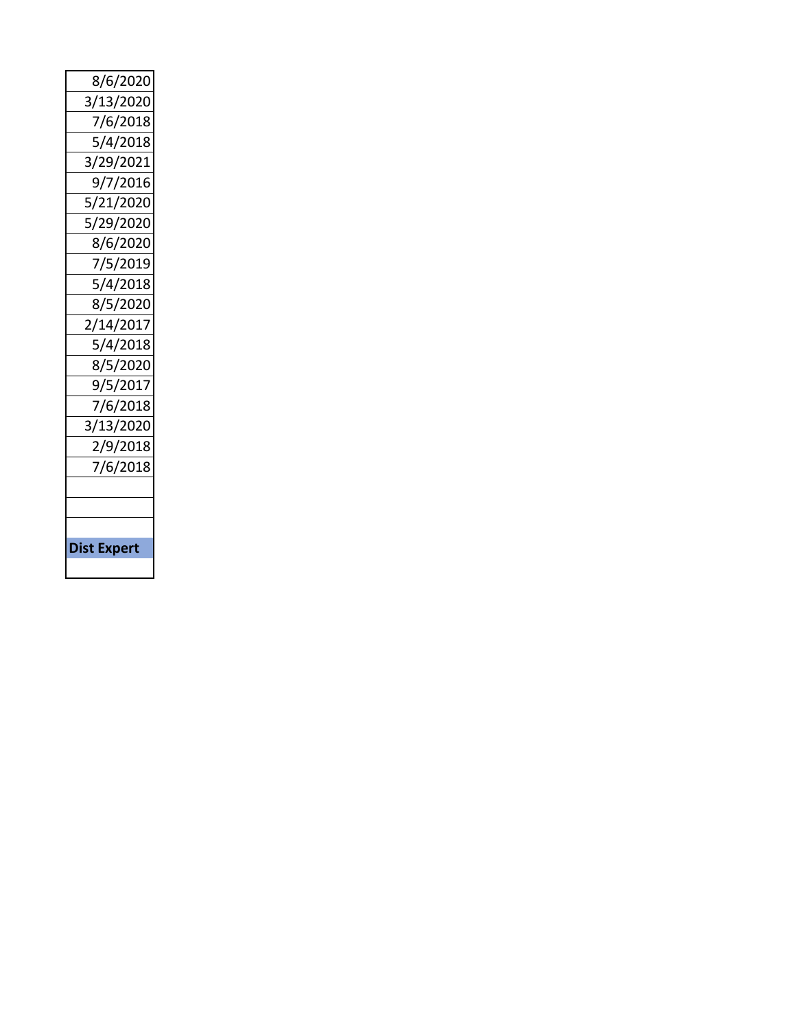| |
|---|
| 8/6/2020 |
| 3/13/2020 |
| 7/6/2018 |
| 5/4/2018 |
| 3/29/2021 |
| 9/7/2016 |
| 5/21/2020 |
| 5/29/2020 |
| 8/6/2020 |
| 7/5/2019 |
| 5/4/2018 |
| 8/5/2020 |
| 2/14/2017 |
| 5/4/2018 |
| 8/5/2020 |
| 9/5/2017 |
| 7/6/2018 |
| 3/13/2020 |
| 2/9/2018 |
| 7/6/2018 |
| |
| |
| |
| **Dist Expert** |
| |